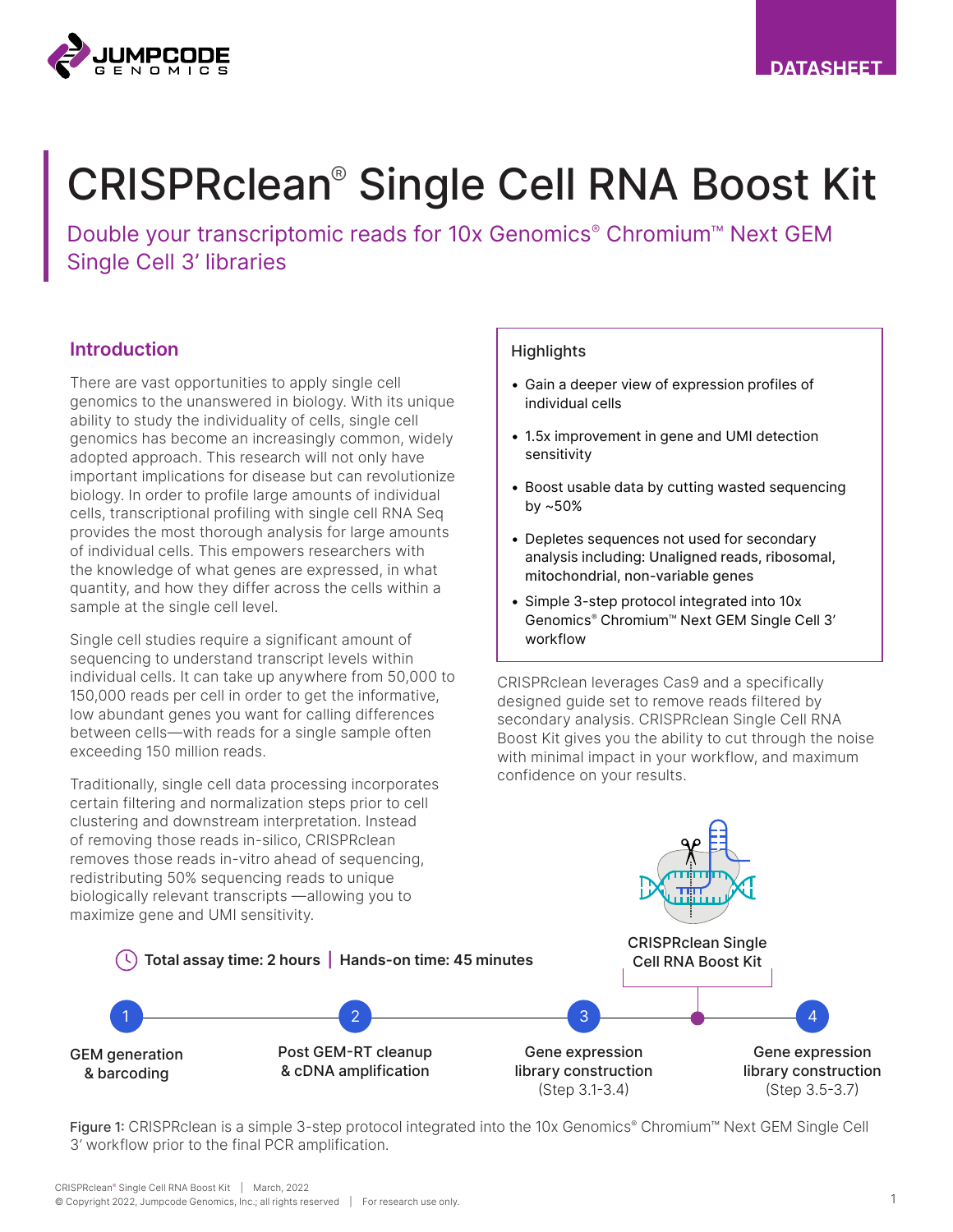DATASHEET

# CRISPRclean® Single Cell RNA Boost Kit

## Double your transcriptomic reads for 10x Genomics® Chromium™ Next GEM Single Cell 3' libraries

### Introduction

There are vast opportunities to apply single cell genomics to the unanswered in biology. With its unique ability to study the individuality of cells, single cell genomics has become an increasingly common, widely adopted approach. This research will not only have important implications for disease but can revolutionize biology. In order to profile large amounts of individual cells, transcriptional profiling with single cell RNA Seq provides the most thorough analysis for large amounts of individual cells. This empowers researchers with the knowledge of what genes are expressed, in what quantity, and how they differ across the cells within a sample at the single cell level.

Single cell studies require a significant amount of sequencing to understand transcript levels within individual cells. It can take up anywhere from 50,000 to 150,000 reads per cell in order to get the informative, low abundant genes you want for calling differences between cells—with reads for a single sample often exceeding 150 million reads.

Traditionally, single cell data processing incorporates certain filtering and normalization steps prior to cell clustering and downstream interpretation. Instead of removing those reads in-silico, CRISPRclean removes those reads in-vitro ahead of sequencing, redistributing 50% sequencing reads to unique biologically relevant transcripts —allowing you to maximize gene and UMI sensitivity.

### Highlights

- Gain a deeper view of expression profiles of individual cells
- 1.5x improvement in gene and UMI detection sensitivity
- Boost usable data by cutting wasted sequencing by ~50%
- Depletes sequences not used for secondary analysis including: Unaligned reads, ribosomal, mitochondrial, non-variable genes
- Simple 3-step protocol integrated into 10x Genomics® Chromium™ Next GEM Single Cell 3' workflow

CRISPRclean leverages Cas9 and a specifically designed guide set to remove reads filtered by secondary analysis. CRISPRclean Single Cell RNA Boost Kit gives you the ability to cut through the noise with minimal impact in your workflow, and maximum confidence on your results.

**Total assay time: 2 hours | Hands-on time: 45 minutes**

1. GEM generation & barcoding
2. Post GEM-RT cleanup & cDNA amplification
3. Gene expression library construction (Step 3.1-3.4)
   - CRISPRclean Single Cell RNA Boost Kit
4. Gene expression library construction (Step 3.5-3.7)

Figure 1: CRISPRclean is a simple 3-step protocol integrated into the 10x Genomics® Chromium™ Next GEM Single Cell 3' workflow prior to the final PCR amplification.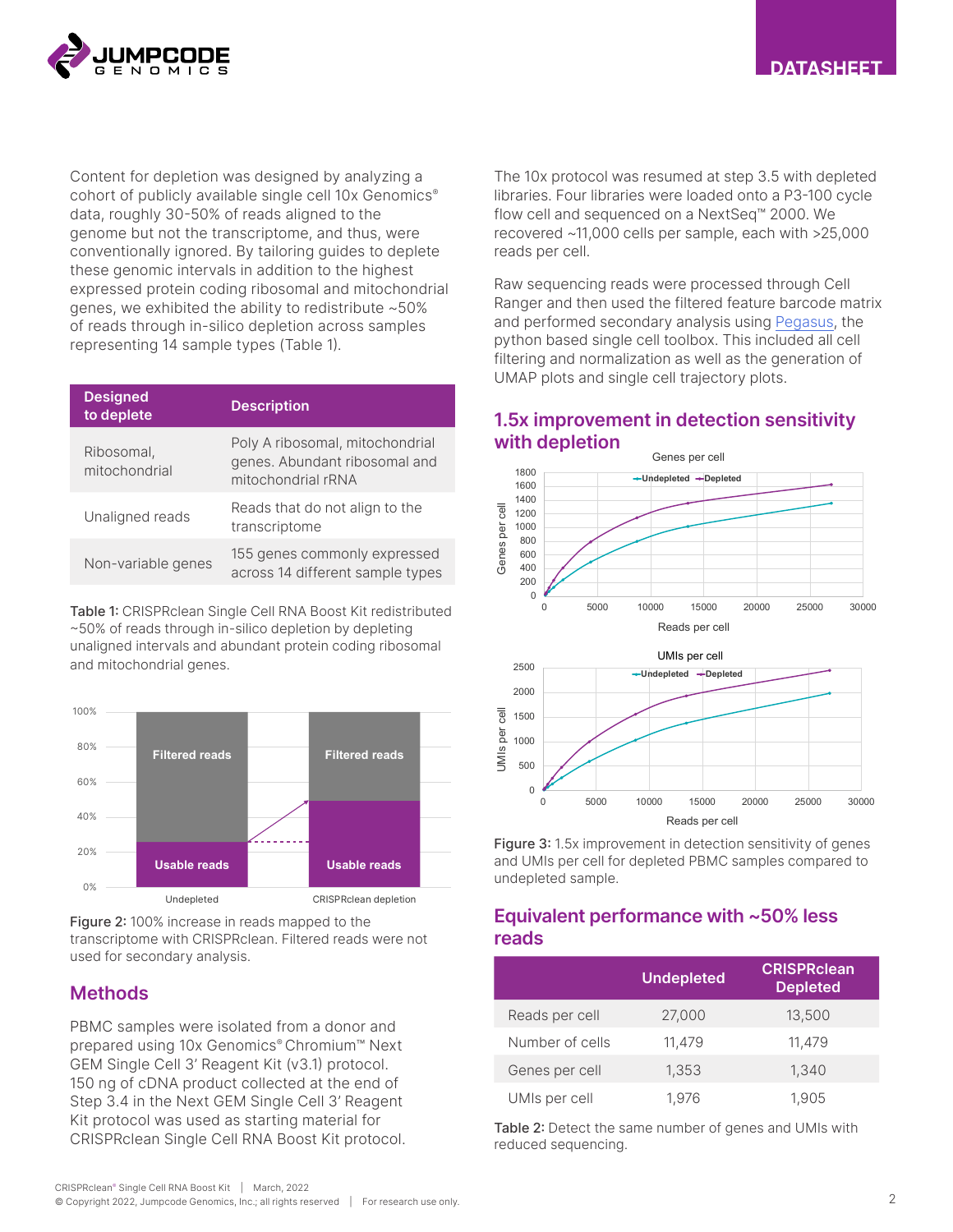Content for depletion was designed by analyzing a cohort of publicly available single cell 10x Genomics® data, roughly 30-50% of reads aligned to the genome but not the transcriptome, and thus, were conventionally ignored. By tailoring guides to deplete these genomic intervals in addition to the highest expressed protein coding ribosomal and mitochondrial genes, we exhibited the ability to redistribute ~50% of reads through in-silico depletion across samples representing 14 sample types (Table 1).

| Designed to deplete | Description |
| --- | --- |
| Ribosomal, mitochondrial | Poly A ribosomal, mitochondrial genes. Abundant ribosomal and mitochondrial rRNA |
| Unaligned reads | Reads that do not align to the transcriptome |
| Non-variable genes | 155 genes commonly expressed across 14 different sample types |

**Table 1:** CRISPRclean Single Cell RNA Boost Kit redistributed ~50% of reads through in-silico depletion by depleting unaligned intervals and abundant protein coding ribosomal and mitochondrial genes.

**Figure 2:** 100% increase in reads mapped to the transcriptome with CRISPRclean. Filtered reads were not used for secondary analysis.

## Methods

PBMC samples were isolated from a donor and prepared using 10x Genomics® Chromium™ Next GEM Single Cell 3' Reagent Kit (v3.1) protocol. 150 ng of cDNA product collected at the end of Step 3.4 in the Next GEM Single Cell 3' Reagent Kit protocol was used as starting material for CRISPRclean Single Cell RNA Boost Kit protocol.

The 10x protocol was resumed at step 3.5 with depleted libraries. Four libraries were loaded onto a P3-100 cycle flow cell and sequenced on a NextSeq™ 2000. We recovered ~11,000 cells per sample, each with >25,000 reads per cell.

Raw sequencing reads were processed through Cell Ranger and then used the filtered feature barcode matrix and performed secondary analysis using Pegasus, the python based single cell toolbox. This included all cell filtering and normalization as well as the generation of UMAP plots and single cell trajectory plots.

## 1.5x improvement in detection sensitivity with depletion

**Figure 3:** 1.5x improvement in detection sensitivity of genes and UMIs per cell for depleted PBMC samples compared to undepleted sample.

## Equivalent performance with ~50% less reads

| | Undepleted | CRISPRclean Depleted |
| --- | --- | --- |
| Reads per cell | 27,000 | 13,500 |
| Number of cells | 11,479 | 11,479 |
| Genes per cell | 1,353 | 1,340 |
| UMIs per cell | 1,976 | 1,905 |

**Table 2:** Detect the same number of genes and UMIs with reduced sequencing.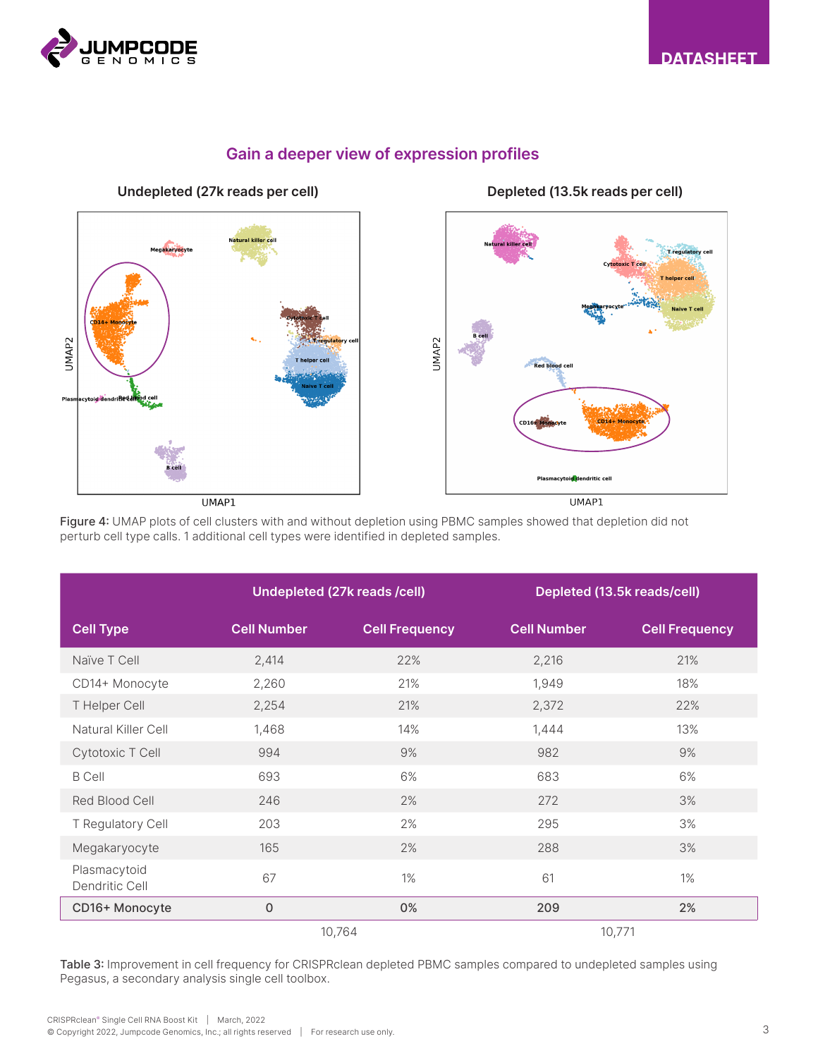## Gain a deeper view of expression profiles

Figure 4: UMAP plots of cell clusters with and without depletion using PBMC samples showed that depletion did not perturb cell type calls. 1 additional cell types were identified in depleted samples.

| | Undepleted (27k reads /cell) | | Depleted (13.5k reads/cell) | |
|---|---|---|---|---|
| Cell Type | Cell Number | Cell Frequency | Cell Number | Cell Frequency |
| Naïve T Cell | 2,414 | 22% | 2,216 | 21% |
| CD14+ Monocyte | 2,260 | 21% | 1,949 | 18% |
| T Helper Cell | 2,254 | 21% | 2,372 | 22% |
| Natural Killer Cell | 1,468 | 14% | 1,444 | 13% |
| Cytotoxic T Cell | 994 | 9% | 982 | 9% |
| B Cell | 693 | 6% | 683 | 6% |
| Red Blood Cell | 246 | 2% | 272 | 3% |
| T Regulatory Cell | 203 | 2% | 295 | 3% |
| Megakaryocyte | 165 | 2% | 288 | 3% |
| Plasmacytoid Dendritic Cell | 67 | 1% | 61 | 1% |
| **CD16+ Monocyte** | **0** | **0%** | **209** | **2%** |
| | 10,764 | | 10,771 | |

Table 3: Improvement in cell frequency for CRISPRclean depleted PBMC samples compared to undepleted samples using Pegasus, a secondary analysis single cell toolbox.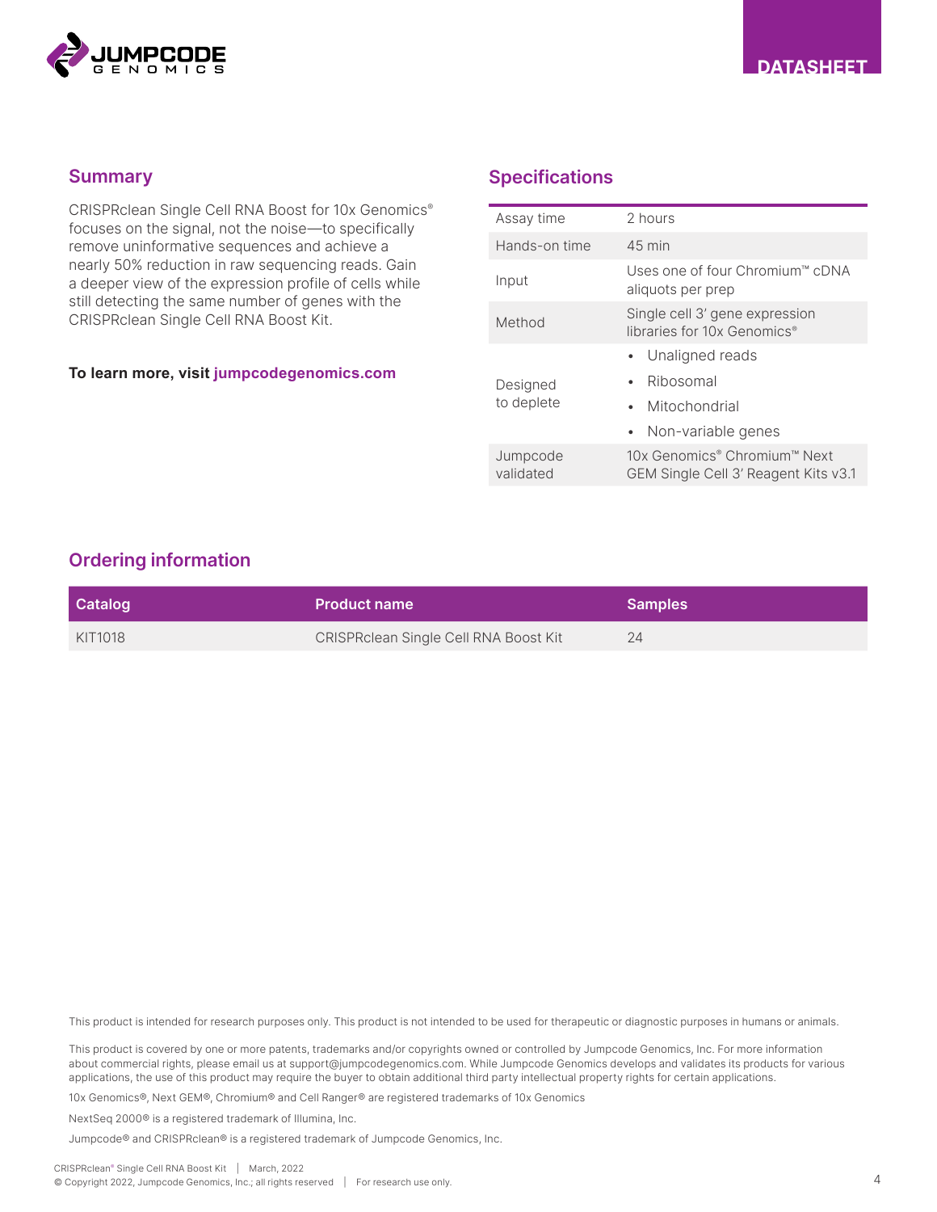## Summary

CRISPRclean Single Cell RNA Boost for 10x Genomics® focuses on the signal, not the noise—to specifically remove uninformative sequences and achieve a nearly 50% reduction in raw sequencing reads. Gain a deeper view of the expression profile of cells while still detecting the same number of genes with the CRISPRclean Single Cell RNA Boost Kit.

**To learn more, visit jumpcodegenomics.com**

## Specifications

| | |
|---|---|
| Assay time | 2 hours |
| Hands-on time | 45 min |
| Input | Uses one of four Chromium™ cDNA aliquots per prep |
| Method | Single cell 3′ gene expression libraries for 10x Genomics® |
| Designed to deplete | • Unaligned reads<br>• Ribosomal<br>• Mitochondrial<br>• Non-variable genes |
| Jumpcode validated | 10x Genomics® Chromium™ Next GEM Single Cell 3′ Reagent Kits v3.1 |

## Ordering information

| Catalog | Product name | Samples |
|---|---|---|
| KIT1018 | CRISPRclean Single Cell RNA Boost Kit | 24 |

This product is intended for research purposes only. This product is not intended to be used for therapeutic or diagnostic purposes in humans or animals.

This product is covered by one or more patents, trademarks and/or copyrights owned or controlled by Jumpcode Genomics, Inc. For more information about commercial rights, please email us at support@jumpcodegenomics.com. While Jumpcode Genomics develops and validates its products for various applications, the use of this product may require the buyer to obtain additional third party intellectual property rights for certain applications.

10x Genomics®, Next GEM®, Chromium® and Cell Ranger® are registered trademarks of 10x Genomics

NextSeq 2000® is a registered trademark of Illumina, Inc.

Jumpcode® and CRISPRclean® is a registered trademark of Jumpcode Genomics, Inc.